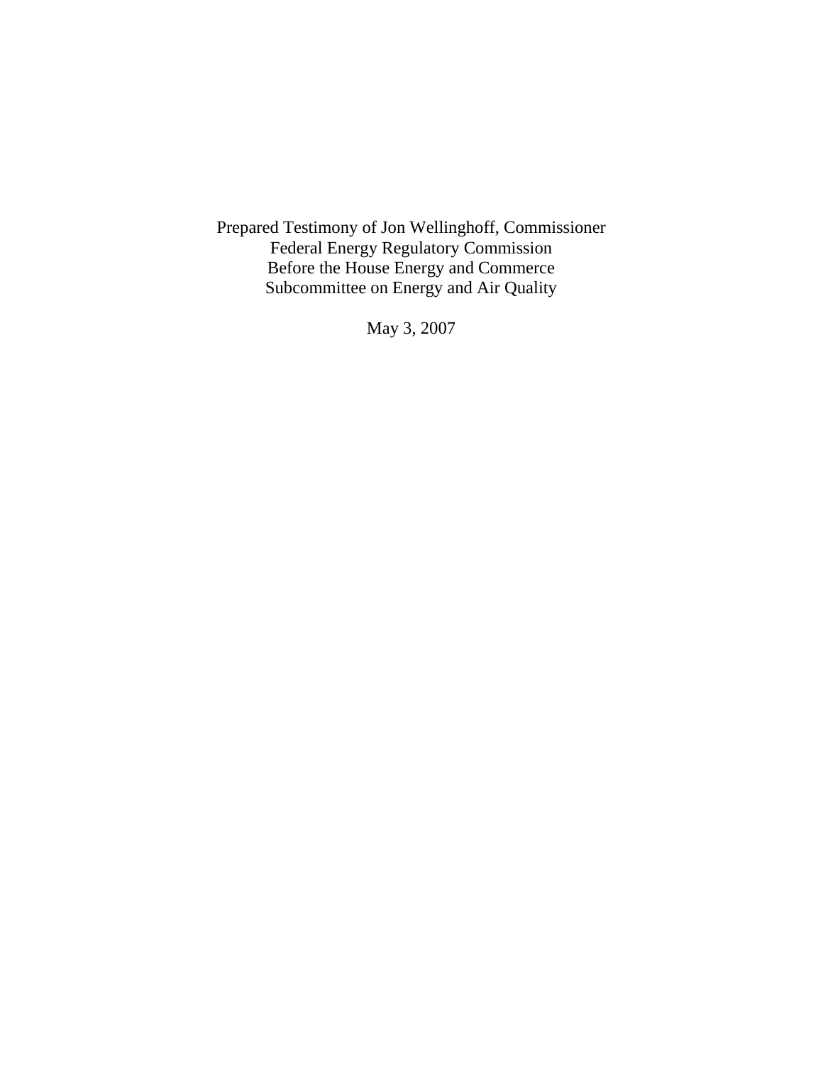Prepared Testimony of Jon Wellinghoff, Commissioner
Federal Energy Regulatory Commission
Before the House Energy and Commerce
Subcommittee on Energy and Air Quality

May 3, 2007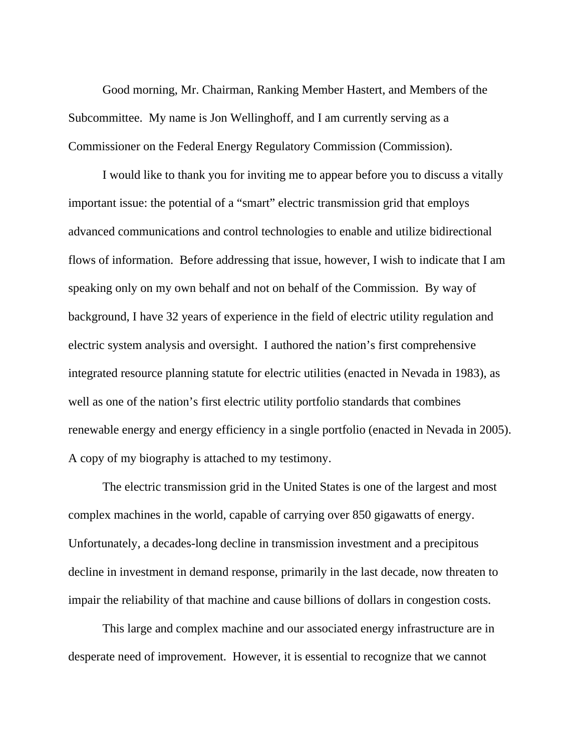Good morning, Mr. Chairman, Ranking Member Hastert, and Members of the Subcommittee. My name is Jon Wellinghoff, and I am currently serving as a Commissioner on the Federal Energy Regulatory Commission (Commission).

I would like to thank you for inviting me to appear before you to discuss a vitally important issue: the potential of a "smart" electric transmission grid that employs advanced communications and control technologies to enable and utilize bidirectional flows of information. Before addressing that issue, however, I wish to indicate that I am speaking only on my own behalf and not on behalf of the Commission. By way of background, I have 32 years of experience in the field of electric utility regulation and electric system analysis and oversight. I authored the nation's first comprehensive integrated resource planning statute for electric utilities (enacted in Nevada in 1983), as well as one of the nation's first electric utility portfolio standards that combines renewable energy and energy efficiency in a single portfolio (enacted in Nevada in 2005). A copy of my biography is attached to my testimony.

The electric transmission grid in the United States is one of the largest and most complex machines in the world, capable of carrying over 850 gigawatts of energy. Unfortunately, a decades-long decline in transmission investment and a precipitous decline in investment in demand response, primarily in the last decade, now threaten to impair the reliability of that machine and cause billions of dollars in congestion costs.

This large and complex machine and our associated energy infrastructure are in desperate need of improvement. However, it is essential to recognize that we cannot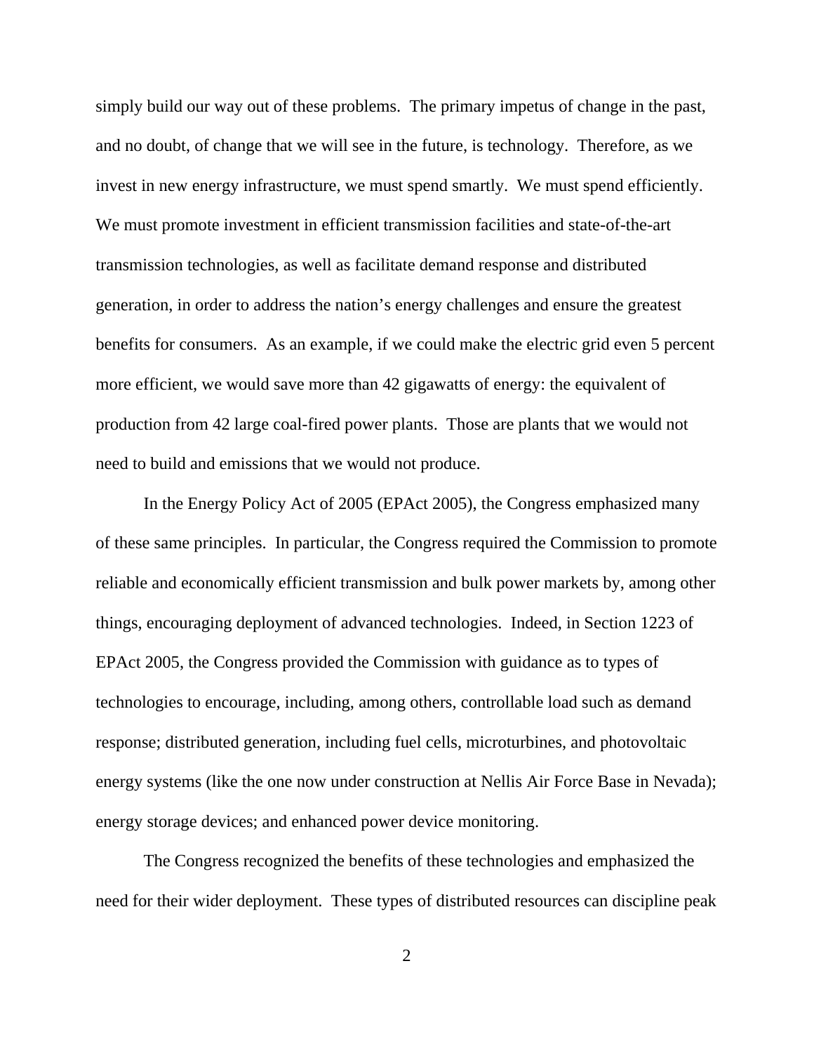simply build our way out of these problems. The primary impetus of change in the past, and no doubt, of change that we will see in the future, is technology. Therefore, as we invest in new energy infrastructure, we must spend smartly. We must spend efficiently. We must promote investment in efficient transmission facilities and state-of-the-art transmission technologies, as well as facilitate demand response and distributed generation, in order to address the nation's energy challenges and ensure the greatest benefits for consumers. As an example, if we could make the electric grid even 5 percent more efficient, we would save more than 42 gigawatts of energy: the equivalent of production from 42 large coal-fired power plants. Those are plants that we would not need to build and emissions that we would not produce.

In the Energy Policy Act of 2005 (EPAct 2005), the Congress emphasized many of these same principles. In particular, the Congress required the Commission to promote reliable and economically efficient transmission and bulk power markets by, among other things, encouraging deployment of advanced technologies. Indeed, in Section 1223 of EPAct 2005, the Congress provided the Commission with guidance as to types of technologies to encourage, including, among others, controllable load such as demand response; distributed generation, including fuel cells, microturbines, and photovoltaic energy systems (like the one now under construction at Nellis Air Force Base in Nevada); energy storage devices; and enhanced power device monitoring.

The Congress recognized the benefits of these technologies and emphasized the need for their wider deployment. These types of distributed resources can discipline peak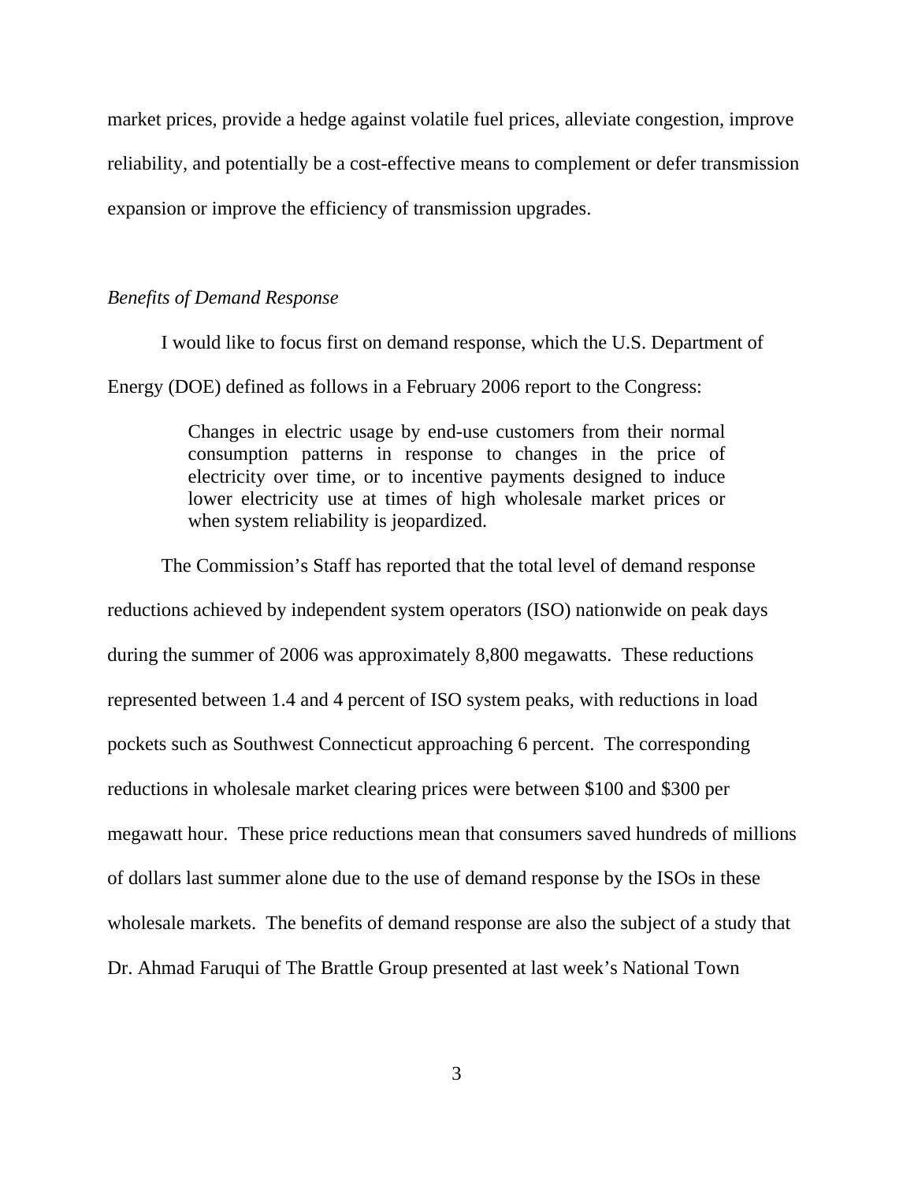market prices, provide a hedge against volatile fuel prices, alleviate congestion, improve reliability, and potentially be a cost-effective means to complement or defer transmission expansion or improve the efficiency of transmission upgrades.

*Benefits of Demand Response*

I would like to focus first on demand response, which the U.S. Department of Energy (DOE) defined as follows in a February 2006 report to the Congress:

> Changes in electric usage by end-use customers from their normal consumption patterns in response to changes in the price of electricity over time, or to incentive payments designed to induce lower electricity use at times of high wholesale market prices or when system reliability is jeopardized.

The Commission's Staff has reported that the total level of demand response reductions achieved by independent system operators (ISO) nationwide on peak days during the summer of 2006 was approximately 8,800 megawatts. These reductions represented between 1.4 and 4 percent of ISO system peaks, with reductions in load pockets such as Southwest Connecticut approaching 6 percent. The corresponding reductions in wholesale market clearing prices were between $100 and $300 per megawatt hour. These price reductions mean that consumers saved hundreds of millions of dollars last summer alone due to the use of demand response by the ISOs in these wholesale markets. The benefits of demand response are also the subject of a study that Dr. Ahmad Faruqui of The Brattle Group presented at last week's National Town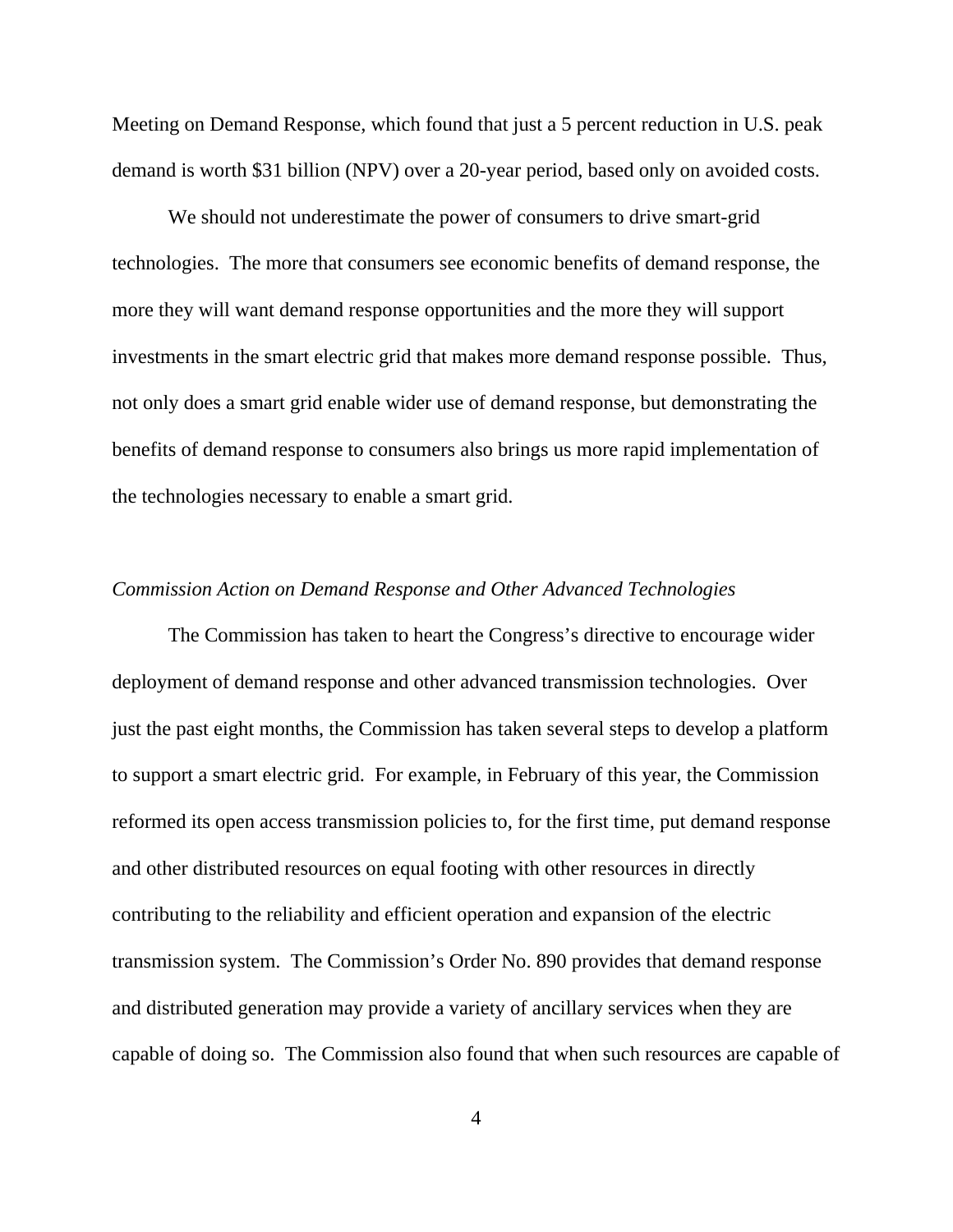Meeting on Demand Response, which found that just a 5 percent reduction in U.S. peak demand is worth $31 billion (NPV) over a 20-year period, based only on avoided costs.

We should not underestimate the power of consumers to drive smart-grid technologies. The more that consumers see economic benefits of demand response, the more they will want demand response opportunities and the more they will support investments in the smart electric grid that makes more demand response possible. Thus, not only does a smart grid enable wider use of demand response, but demonstrating the benefits of demand response to consumers also brings us more rapid implementation of the technologies necessary to enable a smart grid.

*Commission Action on Demand Response and Other Advanced Technologies*

The Commission has taken to heart the Congress's directive to encourage wider deployment of demand response and other advanced transmission technologies. Over just the past eight months, the Commission has taken several steps to develop a platform to support a smart electric grid. For example, in February of this year, the Commission reformed its open access transmission policies to, for the first time, put demand response and other distributed resources on equal footing with other resources in directly contributing to the reliability and efficient operation and expansion of the electric transmission system. The Commission's Order No. 890 provides that demand response and distributed generation may provide a variety of ancillary services when they are capable of doing so. The Commission also found that when such resources are capable of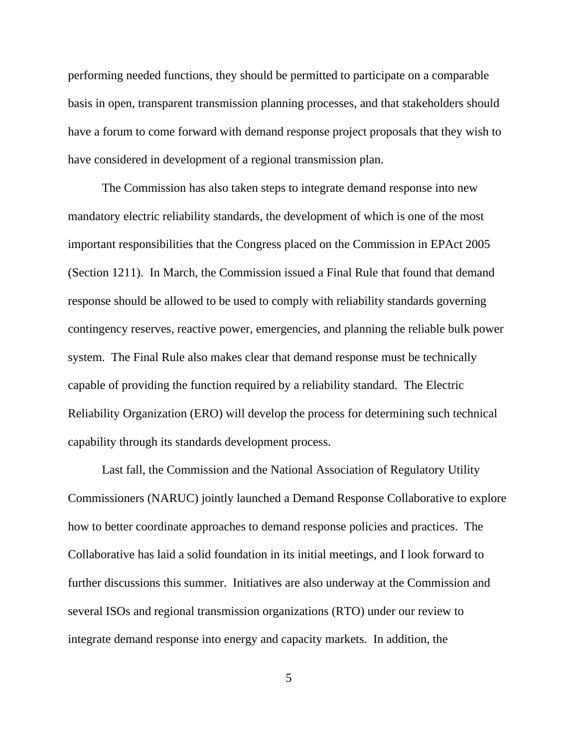performing needed functions, they should be permitted to participate on a comparable basis in open, transparent transmission planning processes, and that stakeholders should have a forum to come forward with demand response project proposals that they wish to have considered in development of a regional transmission plan.

The Commission has also taken steps to integrate demand response into new mandatory electric reliability standards, the development of which is one of the most important responsibilities that the Congress placed on the Commission in EPAct 2005 (Section 1211). In March, the Commission issued a Final Rule that found that demand response should be allowed to be used to comply with reliability standards governing contingency reserves, reactive power, emergencies, and planning the reliable bulk power system. The Final Rule also makes clear that demand response must be technically capable of providing the function required by a reliability standard. The Electric Reliability Organization (ERO) will develop the process for determining such technical capability through its standards development process.

Last fall, the Commission and the National Association of Regulatory Utility Commissioners (NARUC) jointly launched a Demand Response Collaborative to explore how to better coordinate approaches to demand response policies and practices. The Collaborative has laid a solid foundation in its initial meetings, and I look forward to further discussions this summer. Initiatives are also underway at the Commission and several ISOs and regional transmission organizations (RTO) under our review to integrate demand response into energy and capacity markets. In addition, the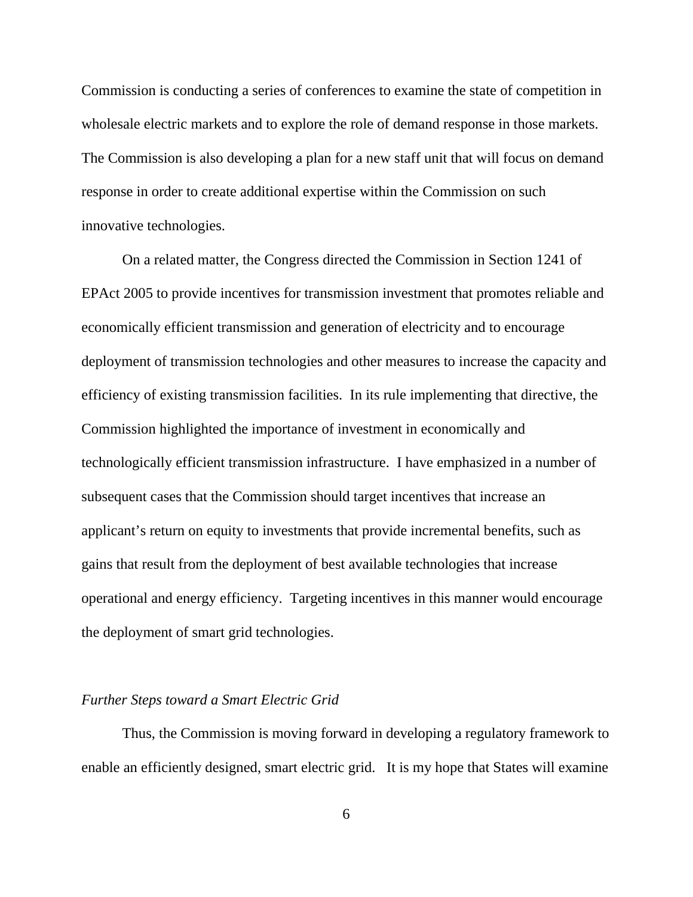Commission is conducting a series of conferences to examine the state of competition in wholesale electric markets and to explore the role of demand response in those markets. The Commission is also developing a plan for a new staff unit that will focus on demand response in order to create additional expertise within the Commission on such innovative technologies.

On a related matter, the Congress directed the Commission in Section 1241 of EPAct 2005 to provide incentives for transmission investment that promotes reliable and economically efficient transmission and generation of electricity and to encourage deployment of transmission technologies and other measures to increase the capacity and efficiency of existing transmission facilities. In its rule implementing that directive, the Commission highlighted the importance of investment in economically and technologically efficient transmission infrastructure. I have emphasized in a number of subsequent cases that the Commission should target incentives that increase an applicant's return on equity to investments that provide incremental benefits, such as gains that result from the deployment of best available technologies that increase operational and energy efficiency. Targeting incentives in this manner would encourage the deployment of smart grid technologies.

*Further Steps toward a Smart Electric Grid*

Thus, the Commission is moving forward in developing a regulatory framework to enable an efficiently designed, smart electric grid. It is my hope that States will examine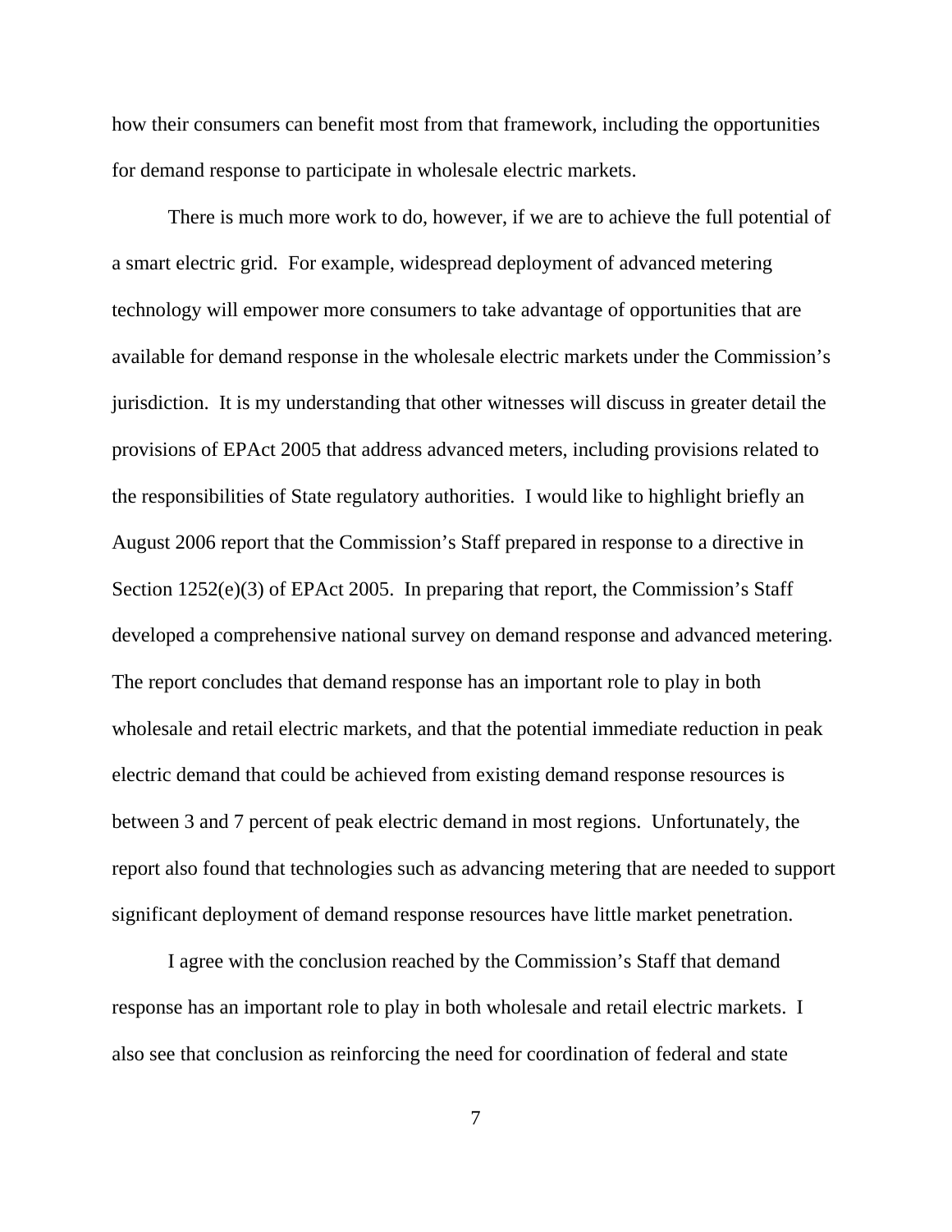how their consumers can benefit most from that framework, including the opportunities for demand response to participate in wholesale electric markets.

There is much more work to do, however, if we are to achieve the full potential of a smart electric grid. For example, widespread deployment of advanced metering technology will empower more consumers to take advantage of opportunities that are available for demand response in the wholesale electric markets under the Commission's jurisdiction. It is my understanding that other witnesses will discuss in greater detail the provisions of EPAct 2005 that address advanced meters, including provisions related to the responsibilities of State regulatory authorities. I would like to highlight briefly an August 2006 report that the Commission's Staff prepared in response to a directive in Section 1252(e)(3) of EPAct 2005. In preparing that report, the Commission's Staff developed a comprehensive national survey on demand response and advanced metering. The report concludes that demand response has an important role to play in both wholesale and retail electric markets, and that the potential immediate reduction in peak electric demand that could be achieved from existing demand response resources is between 3 and 7 percent of peak electric demand in most regions. Unfortunately, the report also found that technologies such as advancing metering that are needed to support significant deployment of demand response resources have little market penetration.

I agree with the conclusion reached by the Commission's Staff that demand response has an important role to play in both wholesale and retail electric markets. I also see that conclusion as reinforcing the need for coordination of federal and state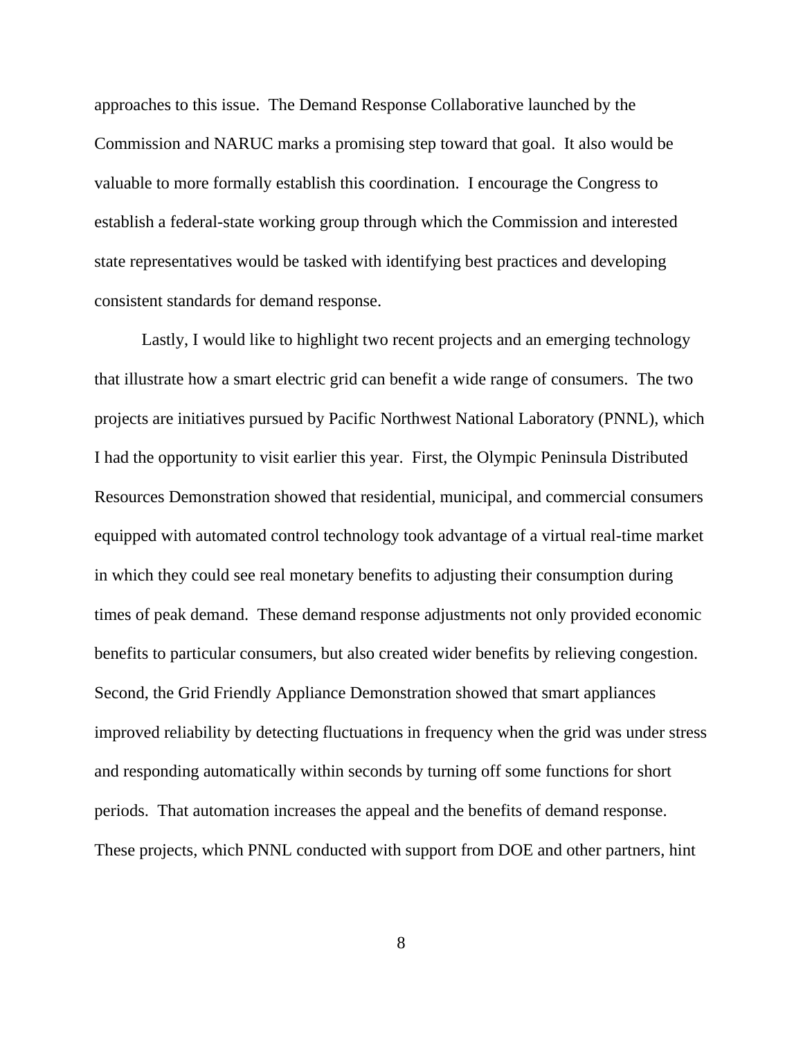approaches to this issue. The Demand Response Collaborative launched by the Commission and NARUC marks a promising step toward that goal. It also would be valuable to more formally establish this coordination. I encourage the Congress to establish a federal-state working group through which the Commission and interested state representatives would be tasked with identifying best practices and developing consistent standards for demand response.

Lastly, I would like to highlight two recent projects and an emerging technology that illustrate how a smart electric grid can benefit a wide range of consumers. The two projects are initiatives pursued by Pacific Northwest National Laboratory (PNNL), which I had the opportunity to visit earlier this year. First, the Olympic Peninsula Distributed Resources Demonstration showed that residential, municipal, and commercial consumers equipped with automated control technology took advantage of a virtual real-time market in which they could see real monetary benefits to adjusting their consumption during times of peak demand. These demand response adjustments not only provided economic benefits to particular consumers, but also created wider benefits by relieving congestion. Second, the Grid Friendly Appliance Demonstration showed that smart appliances improved reliability by detecting fluctuations in frequency when the grid was under stress and responding automatically within seconds by turning off some functions for short periods. That automation increases the appeal and the benefits of demand response. These projects, which PNNL conducted with support from DOE and other partners, hint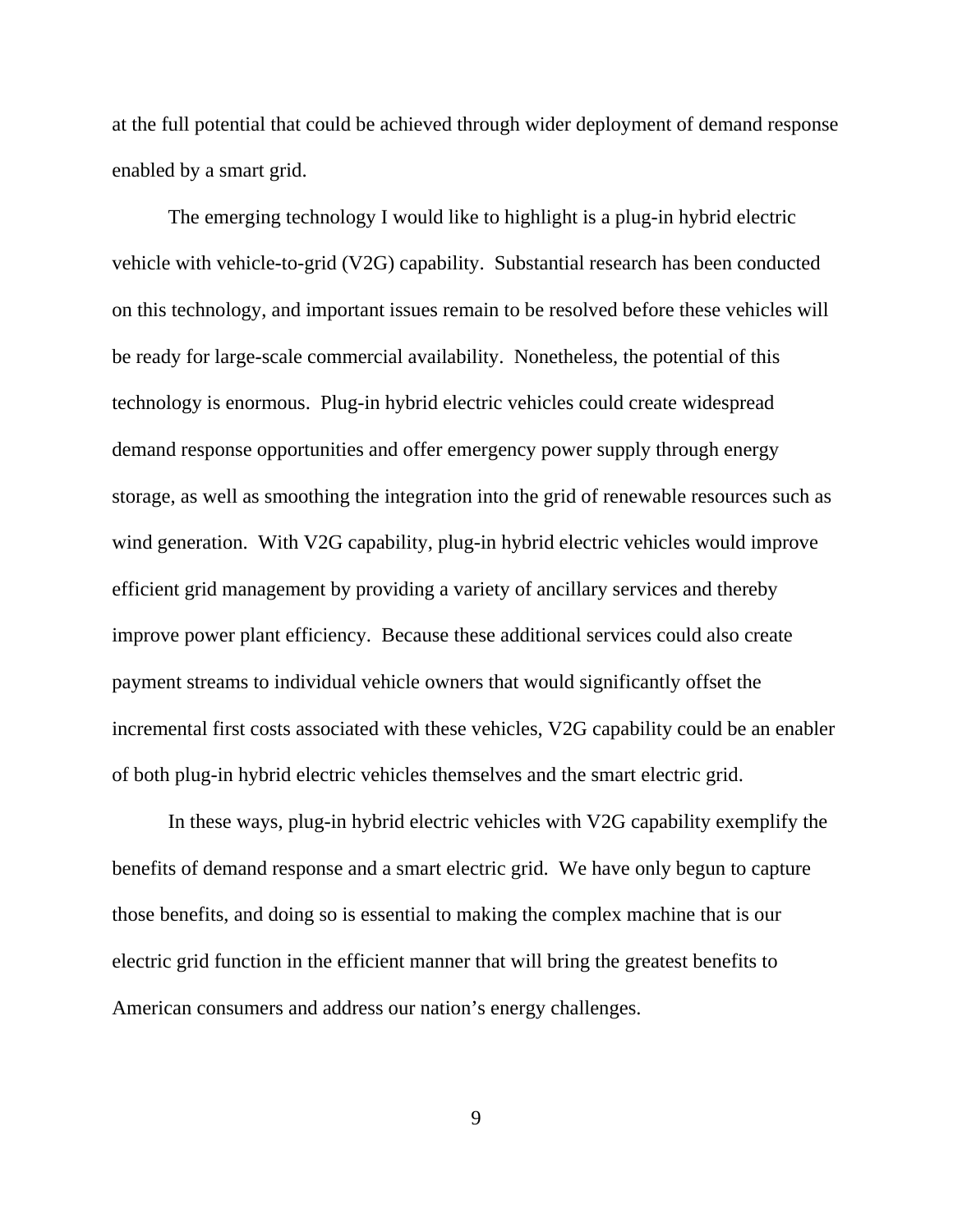at the full potential that could be achieved through wider deployment of demand response enabled by a smart grid.

The emerging technology I would like to highlight is a plug-in hybrid electric vehicle with vehicle-to-grid (V2G) capability. Substantial research has been conducted on this technology, and important issues remain to be resolved before these vehicles will be ready for large-scale commercial availability. Nonetheless, the potential of this technology is enormous. Plug-in hybrid electric vehicles could create widespread demand response opportunities and offer emergency power supply through energy storage, as well as smoothing the integration into the grid of renewable resources such as wind generation. With V2G capability, plug-in hybrid electric vehicles would improve efficient grid management by providing a variety of ancillary services and thereby improve power plant efficiency. Because these additional services could also create payment streams to individual vehicle owners that would significantly offset the incremental first costs associated with these vehicles, V2G capability could be an enabler of both plug-in hybrid electric vehicles themselves and the smart electric grid.

In these ways, plug-in hybrid electric vehicles with V2G capability exemplify the benefits of demand response and a smart electric grid. We have only begun to capture those benefits, and doing so is essential to making the complex machine that is our electric grid function in the efficient manner that will bring the greatest benefits to American consumers and address our nation's energy challenges.